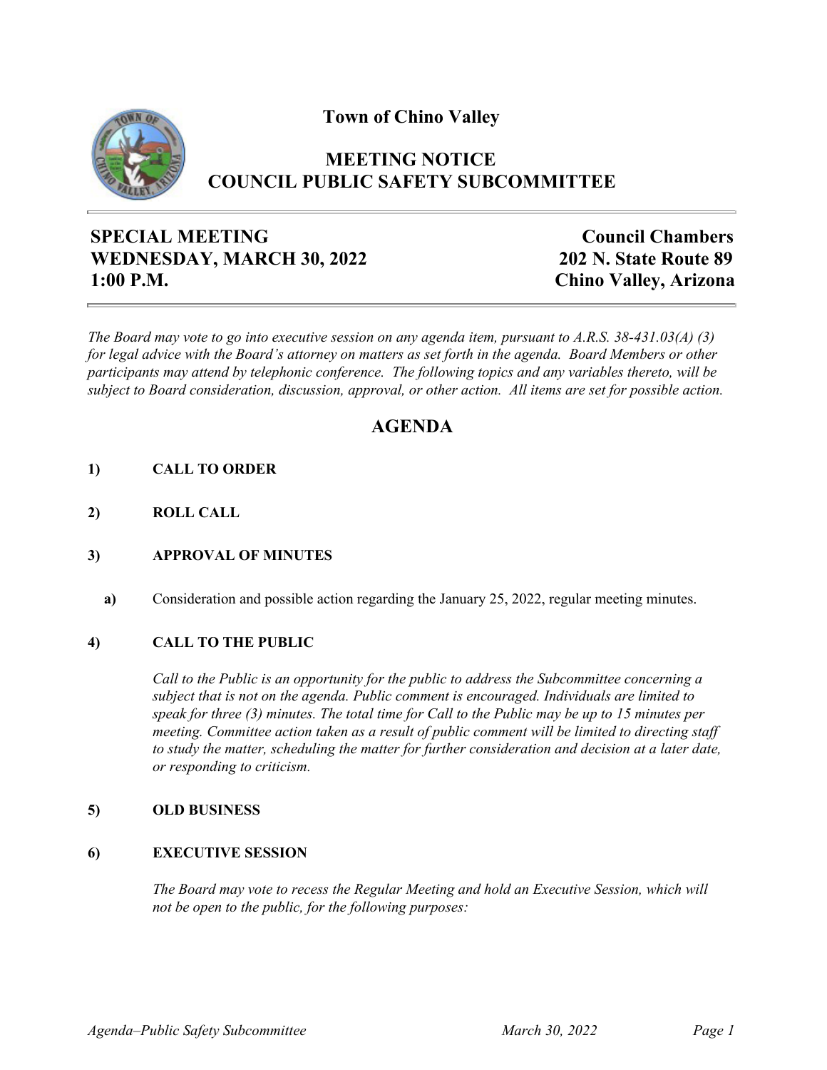# Town of Chino Valley

## MEETING NOTICE
## COUNCIL PUBLIC SAFETY SUBCOMMITTEE

**SPECIAL MEETING**
**WEDNESDAY, MARCH 30, 2022**
**1:00 P.M.**

**Council Chambers**
**202 N. State Route 89**
**Chino Valley, Arizona**

*The Board may vote to go into executive session on any agenda item, pursuant to A.R.S. 38-431.03(A) (3) for legal advice with the Board's attorney on matters as set forth in the agenda. Board Members or other participants may attend by telephonic conference. The following topics and any variables thereto, will be subject to Board consideration, discussion, approval, or other action. All items are set for possible action.*

## AGENDA

**1) CALL TO ORDER**

**2) ROLL CALL**

**3) APPROVAL OF MINUTES**

**a)** Consideration and possible action regarding the January 25, 2022, regular meeting minutes.

**4) CALL TO THE PUBLIC**

*Call to the Public is an opportunity for the public to address the Subcommittee concerning a subject that is not on the agenda. Public comment is encouraged. Individuals are limited to speak for three (3) minutes. The total time for Call to the Public may be up to 15 minutes per meeting. Committee action taken as a result of public comment will be limited to directing staff to study the matter, scheduling the matter for further consideration and decision at a later date, or responding to criticism.*

**5) OLD BUSINESS**

**6) EXECUTIVE SESSION**

*The Board may vote to recess the Regular Meeting and hold an Executive Session, which will not be open to the public, for the following purposes:*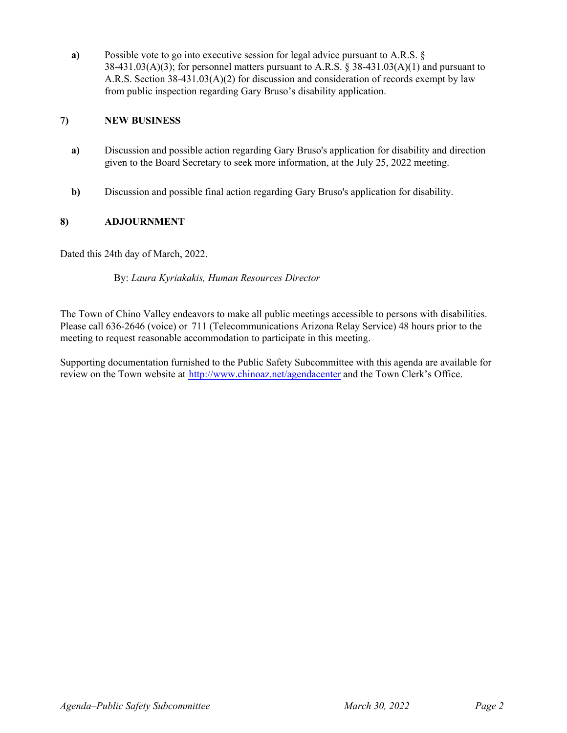**a)** Possible vote to go into executive session for legal advice pursuant to A.R.S. § 38-431.03(A)(3); for personnel matters pursuant to A.R.S. § 38-431.03(A)(1) and pursuant to A.R.S. Section 38-431.03(A)(2) for discussion and consideration of records exempt by law from public inspection regarding Gary Bruso's disability application.

**7) NEW BUSINESS**

**a)** Discussion and possible action regarding Gary Bruso's application for disability and direction given to the Board Secretary to seek more information, at the July 25, 2022 meeting.

**b)** Discussion and possible final action regarding Gary Bruso's application for disability.

**8) ADJOURNMENT**

Dated this 24th day of March, 2022.

By: *Laura Kyriakakis, Human Resources Director*

The Town of Chino Valley endeavors to make all public meetings accessible to persons with disabilities. Please call 636-2646 (voice) or 711 (Telecommunications Arizona Relay Service) 48 hours prior to the meeting to request reasonable accommodation to participate in this meeting.

Supporting documentation furnished to the Public Safety Subcommittee with this agenda are available for review on the Town website at http://www.chinoaz.net/agendacenter and the Town Clerk's Office.